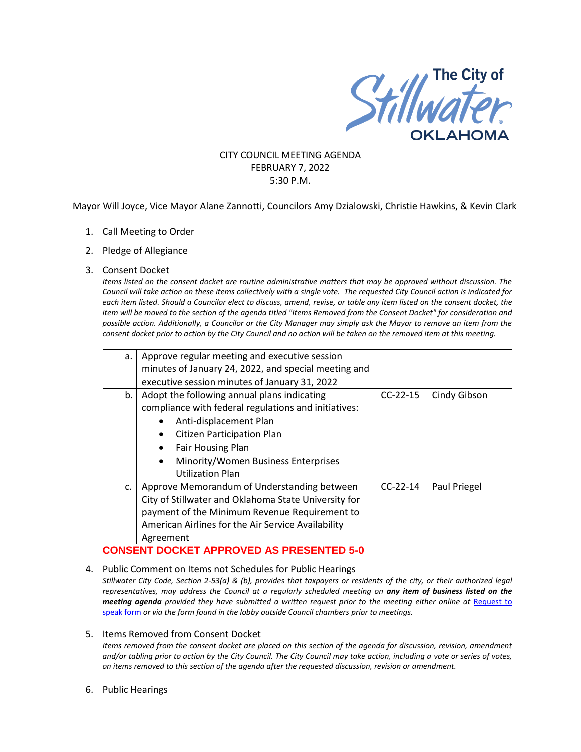# CITY COUNCIL MEETING AGENDA
FEBRUARY 7, 2022
5:30 P.M.

Mayor Will Joyce, Vice Mayor Alane Zannotti, Councilors Amy Dzialowski, Christie Hawkins, & Kevin Clark

1. Call Meeting to Order
2. Pledge of Allegiance
3. Consent Docket

*Items listed on the consent docket are routine administrative matters that may be approved without discussion. The Council will take action on these items collectively with a single vote. The requested City Council action is indicated for each item listed. Should a Councilor elect to discuss, amend, revise, or table any item listed on the consent docket, the item will be moved to the section of the agenda titled "Items Removed from the Consent Docket" for consideration and possible action. Additionally, a Councilor or the City Manager may simply ask the Mayor to remove an item from the consent docket prior to action by the City Council and no action will be taken on the removed item at this meeting.*

| | | | |
|---|---|---|---|
| a. | Approve regular meeting and executive session minutes of January 24, 2022, and special meeting and executive session minutes of January 31, 2022 | | |
| b. | Adopt the following annual plans indicating compliance with federal regulations and initiatives:<br>• Anti-displacement Plan<br>• Citizen Participation Plan<br>• Fair Housing Plan<br>• Minority/Women Business Enterprises Utilization Plan | CC-22-15 | Cindy Gibson |
| c. | Approve Memorandum of Understanding between City of Stillwater and Oklahoma State University for payment of the Minimum Revenue Requirement to American Airlines for the Air Service Availability Agreement | CC-22-14 | Paul Priegel |

**CONSENT DOCKET APPROVED AS PRESENTED 5-0**

4. Public Comment on Items not Schedules for Public Hearings

*Stillwater City Code, Section 2-53(a) & (b), provides that taxpayers or residents of the city, or their authorized legal representatives, may address the Council at a regularly scheduled meeting on **any item of business listed on the meeting agenda** provided they have submitted a written request prior to the meeting either online at Request to speak form or via the form found in the lobby outside Council chambers prior to meetings.*

5. Items Removed from Consent Docket

*Items removed from the consent docket are placed on this section of the agenda for discussion, revision, amendment and/or tabling prior to action by the City Council. The City Council may take action, including a vote or series of votes, on items removed to this section of the agenda after the requested discussion, revision or amendment.*

6. Public Hearings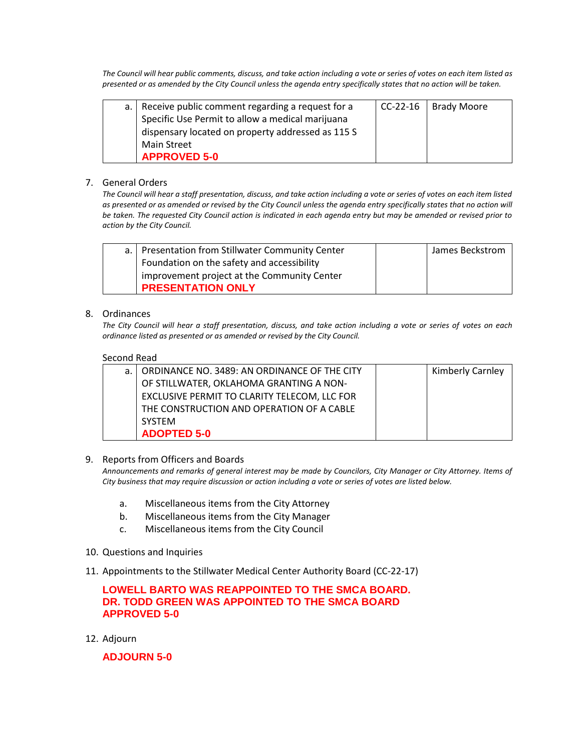*The Council will hear public comments, discuss, and take action including a vote or series of votes on each item listed as presented or as amended by the City Council unless the agenda entry specifically states that no action will be taken.*

| | | | |
|---|---|---|---|
| a. | Receive public comment regarding a request for a Specific Use Permit to allow a medical marijuana dispensary located on property addressed as 115 S Main Street<br>**APPROVED 5-0** | CC-22-16 | Brady Moore |

7. General Orders

*The Council will hear a staff presentation, discuss, and take action including a vote or series of votes on each item listed as presented or as amended or revised by the City Council unless the agenda entry specifically states that no action will be taken. The requested City Council action is indicated in each agenda entry but may be amended or revised prior to action by the City Council.*

| | | | |
|---|---|---|---|
| a. | Presentation from Stillwater Community Center Foundation on the safety and accessibility improvement project at the Community Center<br>**PRESENTATION ONLY** | | James Beckstrom |

8. Ordinances

*The City Council will hear a staff presentation, discuss, and take action including a vote or series of votes on each ordinance listed as presented or as amended or revised by the City Council.*

Second Read

| | | | |
|---|---|---|---|
| a. | ORDINANCE NO. 3489: AN ORDINANCE OF THE CITY OF STILLWATER, OKLAHOMA GRANTING A NON-EXCLUSIVE PERMIT TO CLARITY TELECOM, LLC FOR THE CONSTRUCTION AND OPERATION OF A CABLE SYSTEM<br>**ADOPTED 5-0** | | Kimberly Carnley |

9. Reports from Officers and Boards

*Announcements and remarks of general interest may be made by Councilors, City Manager or City Attorney. Items of City business that may require discussion or action including a vote or series of votes are listed below.*

   a. Miscellaneous items from the City Attorney
   b. Miscellaneous items from the City Manager
   c. Miscellaneous items from the City Council

10. Questions and Inquiries

11. Appointments to the Stillwater Medical Center Authority Board (CC-22-17)

**LOWELL BARTO WAS REAPPOINTED TO THE SMCA BOARD.**
**DR. TODD GREEN WAS APPOINTED TO THE SMCA BOARD**
**APPROVED 5-0**

12. Adjourn

**ADJOURN 5-0**